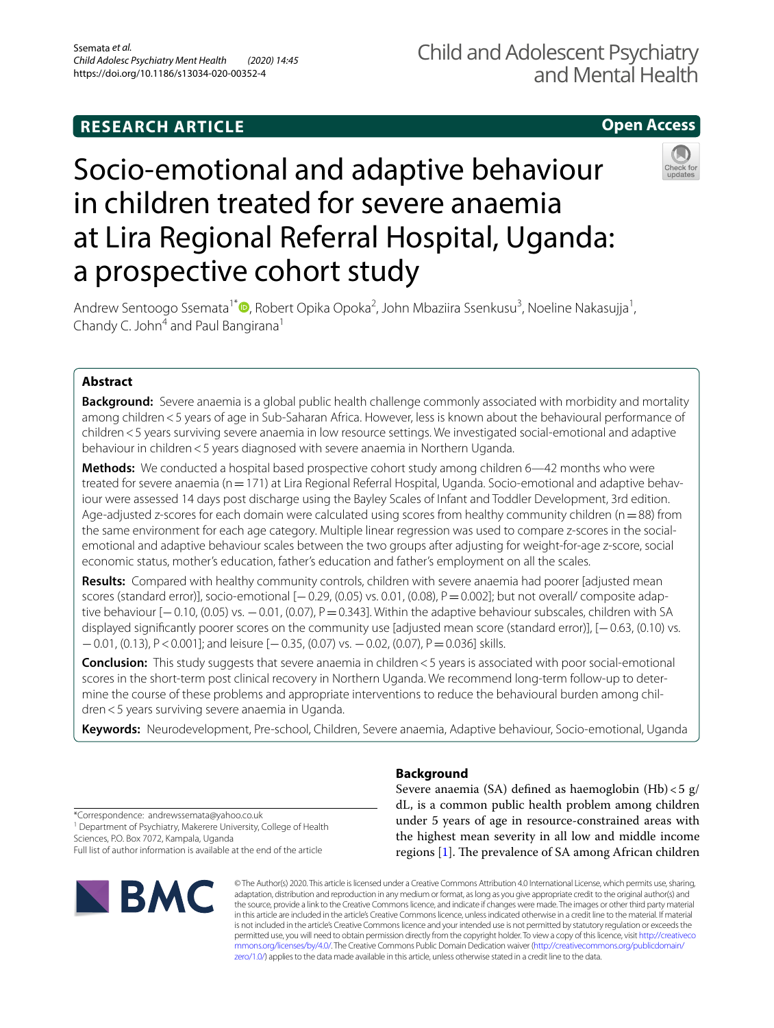RESEARCH ARTICLE

Open Access

# Socio-emotional and adaptive behaviour in children treated for severe anaemia at Lira Regional Referral Hospital, Uganda: a prospective cohort study

Andrew Sentoogo Ssemata[1*], Robert Opika Opoka[2], John Mbaziira Ssenkusu[3], Noeline Nakasujja[1], Chandy C. John[4] and Paul Bangirana[1]

## Abstract

**Background:** Severe anaemia is a global public health challenge commonly associated with morbidity and mortality among children < 5 years of age in Sub-Saharan Africa. However, less is known about the behavioural performance of children < 5 years surviving severe anaemia in low resource settings. We investigated social-emotional and adaptive behaviour in children < 5 years diagnosed with severe anaemia in Northern Uganda.

**Methods:** We conducted a hospital based prospective cohort study among children 6—42 months who were treated for severe anaemia (n = 171) at Lira Regional Referral Hospital, Uganda. Socio-emotional and adaptive behaviour were assessed 14 days post discharge using the Bayley Scales of Infant and Toddler Development, 3rd edition. Age-adjusted z-scores for each domain were calculated using scores from healthy community children (n = 88) from the same environment for each age category. Multiple linear regression was used to compare z-scores in the social-emotional and adaptive behaviour scales between the two groups after adjusting for weight-for-age z-score, social economic status, mother's education, father's education and father's employment on all the scales.

**Results:** Compared with healthy community controls, children with severe anaemia had poorer [adjusted mean scores (standard error)], socio-emotional [− 0.29, (0.05) vs. 0.01, (0.08), P = 0.002]; but not overall/ composite adaptive behaviour [− 0.10, (0.05) vs. − 0.01, (0.07), P = 0.343]. Within the adaptive behaviour subscales, children with SA displayed significantly poorer scores on the community use [adjusted mean score (standard error)], [− 0.63, (0.10) vs. − 0.01, (0.13), P < 0.001]; and leisure [− 0.35, (0.07) vs. − 0.02, (0.07), P = 0.036] skills.

**Conclusion:** This study suggests that severe anaemia in children < 5 years is associated with poor social-emotional scores in the short-term post clinical recovery in Northern Uganda. We recommend long-term follow-up to determine the course of these problems and appropriate interventions to reduce the behavioural burden among children < 5 years surviving severe anaemia in Uganda.

**Keywords:** Neurodevelopment, Pre-school, Children, Severe anaemia, Adaptive behaviour, Socio-emotional, Uganda

## Background

Severe anaemia (SA) defined as haemoglobin (Hb) < 5 g/dL, is a common public health problem among children under 5 years of age in resource-constrained areas with the highest mean severity in all low and middle income regions [1]. The prevalence of SA among African children

*Correspondence: andrewssemata@yahoo.co.uk
[1] Department of Psychiatry, Makerere University, College of Health Sciences, P.O. Box 7072, Kampala, Uganda
Full list of author information is available at the end of the article

© The Author(s) 2020. This article is licensed under a Creative Commons Attribution 4.0 International License, which permits use, sharing, adaptation, distribution and reproduction in any medium or format, as long as you give appropriate credit to the original author(s) and the source, provide a link to the Creative Commons licence, and indicate if changes were made. The images or other third party material in this article are included in the article's Creative Commons licence, unless indicated otherwise in a credit line to the material. If material is not included in the article's Creative Commons licence and your intended use is not permitted by statutory regulation or exceeds the permitted use, you will need to obtain permission directly from the copyright holder. To view a copy of this licence, visit http://creativecommons.org/licenses/by/4.0/. The Creative Commons Public Domain Dedication waiver (http://creativecommons.org/publicdomain/zero/1.0/) applies to the data made available in this article, unless otherwise stated in a credit line to the data.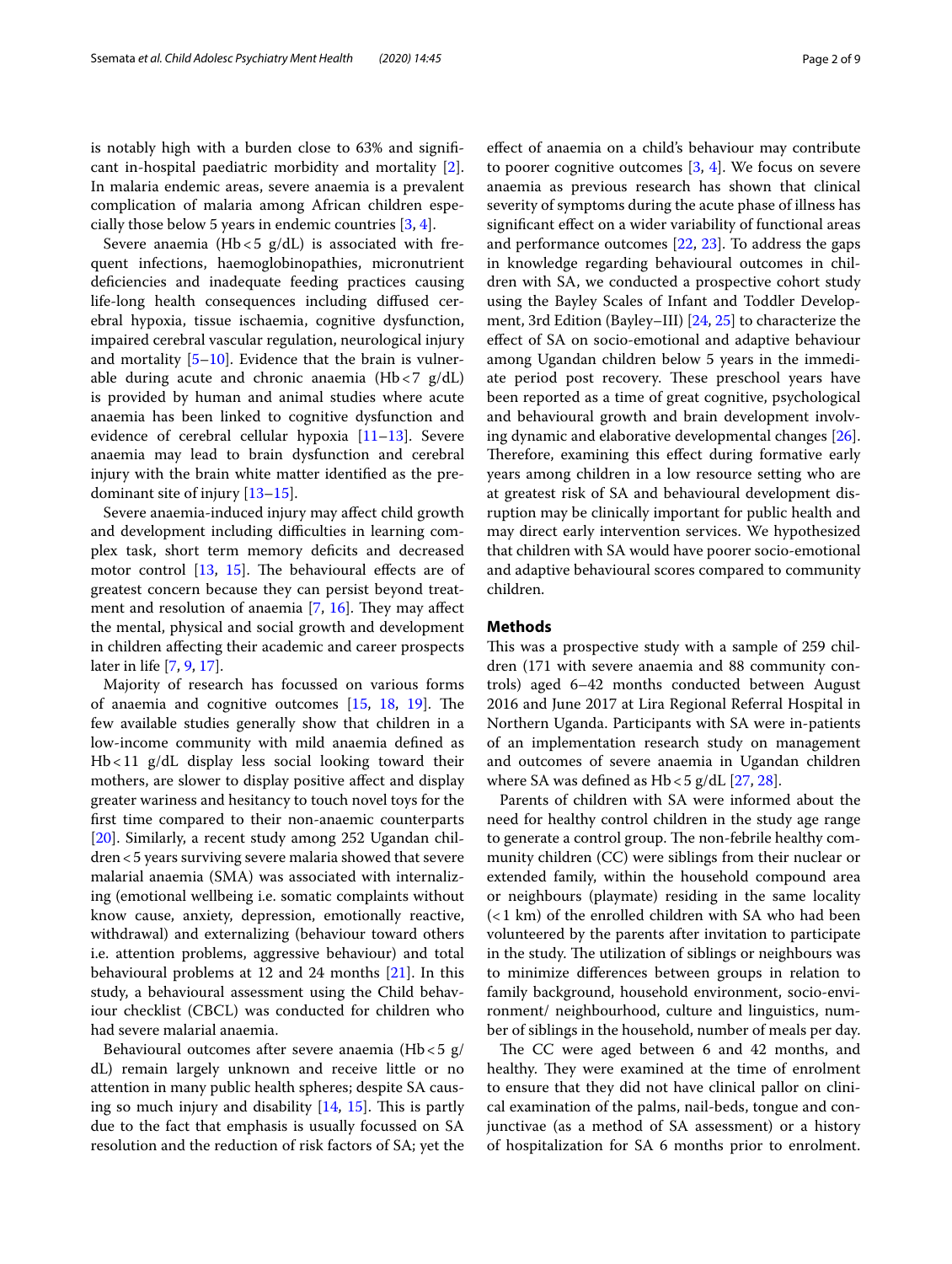is notably high with a burden close to 63% and significant in-hospital paediatric morbidity and mortality [2]. In malaria endemic areas, severe anaemia is a prevalent complication of malaria among African children especially those below 5 years in endemic countries [3, 4].

Severe anaemia (Hb < 5 g/dL) is associated with frequent infections, haemoglobinopathies, micronutrient deficiencies and inadequate feeding practices causing life-long health consequences including diffused cerebral hypoxia, tissue ischaemia, cognitive dysfunction, impaired cerebral vascular regulation, neurological injury and mortality [5–10]. Evidence that the brain is vulnerable during acute and chronic anaemia (Hb < 7 g/dL) is provided by human and animal studies where acute anaemia has been linked to cognitive dysfunction and evidence of cerebral cellular hypoxia [11–13]. Severe anaemia may lead to brain dysfunction and cerebral injury with the brain white matter identified as the predominant site of injury [13–15].

Severe anaemia-induced injury may affect child growth and development including difficulties in learning complex task, short term memory deficits and decreased motor control [13, 15]. The behavioural effects are of greatest concern because they can persist beyond treatment and resolution of anaemia [7, 16]. They may affect the mental, physical and social growth and development in children affecting their academic and career prospects later in life [7, 9, 17].

Majority of research has focussed on various forms of anaemia and cognitive outcomes [15, 18, 19]. The few available studies generally show that children in a low-income community with mild anaemia defined as Hb < 11 g/dL display less social looking toward their mothers, are slower to display positive affect and display greater wariness and hesitancy to touch novel toys for the first time compared to their non-anaemic counterparts [20]. Similarly, a recent study among 252 Ugandan children < 5 years surviving severe malaria showed that severe malarial anaemia (SMA) was associated with internalizing (emotional wellbeing i.e. somatic complaints without know cause, anxiety, depression, emotionally reactive, withdrawal) and externalizing (behaviour toward others i.e. attention problems, aggressive behaviour) and total behavioural problems at 12 and 24 months [21]. In this study, a behavioural assessment using the Child behaviour checklist (CBCL) was conducted for children who had severe malarial anaemia.

Behavioural outcomes after severe anaemia (Hb < 5 g/dL) remain largely unknown and receive little or no attention in many public health spheres; despite SA causing so much injury and disability [14, 15]. This is partly due to the fact that emphasis is usually focussed on SA resolution and the reduction of risk factors of SA; yet the effect of anaemia on a child's behaviour may contribute to poorer cognitive outcomes [3, 4]. We focus on severe anaemia as previous research has shown that clinical severity of symptoms during the acute phase of illness has significant effect on a wider variability of functional areas and performance outcomes [22, 23]. To address the gaps in knowledge regarding behavioural outcomes in children with SA, we conducted a prospective cohort study using the Bayley Scales of Infant and Toddler Development, 3rd Edition (Bayley–III) [24, 25] to characterize the effect of SA on socio-emotional and adaptive behaviour among Ugandan children below 5 years in the immediate period post recovery. These preschool years have been reported as a time of great cognitive, psychological and behavioural growth and brain development involving dynamic and elaborative developmental changes [26]. Therefore, examining this effect during formative early years among children in a low resource setting who are at greatest risk of SA and behavioural development disruption may be clinically important for public health and may direct early intervention services. We hypothesized that children with SA would have poorer socio-emotional and adaptive behavioural scores compared to community children.

## Methods

This was a prospective study with a sample of 259 children (171 with severe anaemia and 88 community controls) aged 6–42 months conducted between August 2016 and June 2017 at Lira Regional Referral Hospital in Northern Uganda. Participants with SA were in-patients of an implementation research study on management and outcomes of severe anaemia in Ugandan children where SA was defined as Hb < 5 g/dL [27, 28].

Parents of children with SA were informed about the need for healthy control children in the study age range to generate a control group. The non-febrile healthy community children (CC) were siblings from their nuclear or extended family, within the household compound area or neighbours (playmate) residing in the same locality (< 1 km) of the enrolled children with SA who had been volunteered by the parents after invitation to participate in the study. The utilization of siblings or neighbours was to minimize differences between groups in relation to family background, household environment, socio-environment/ neighbourhood, culture and linguistics, number of siblings in the household, number of meals per day.

The CC were aged between 6 and 42 months, and healthy. They were examined at the time of enrolment to ensure that they did not have clinical pallor on clinical examination of the palms, nail-beds, tongue and conjunctivae (as a method of SA assessment) or a history of hospitalization for SA 6 months prior to enrolment.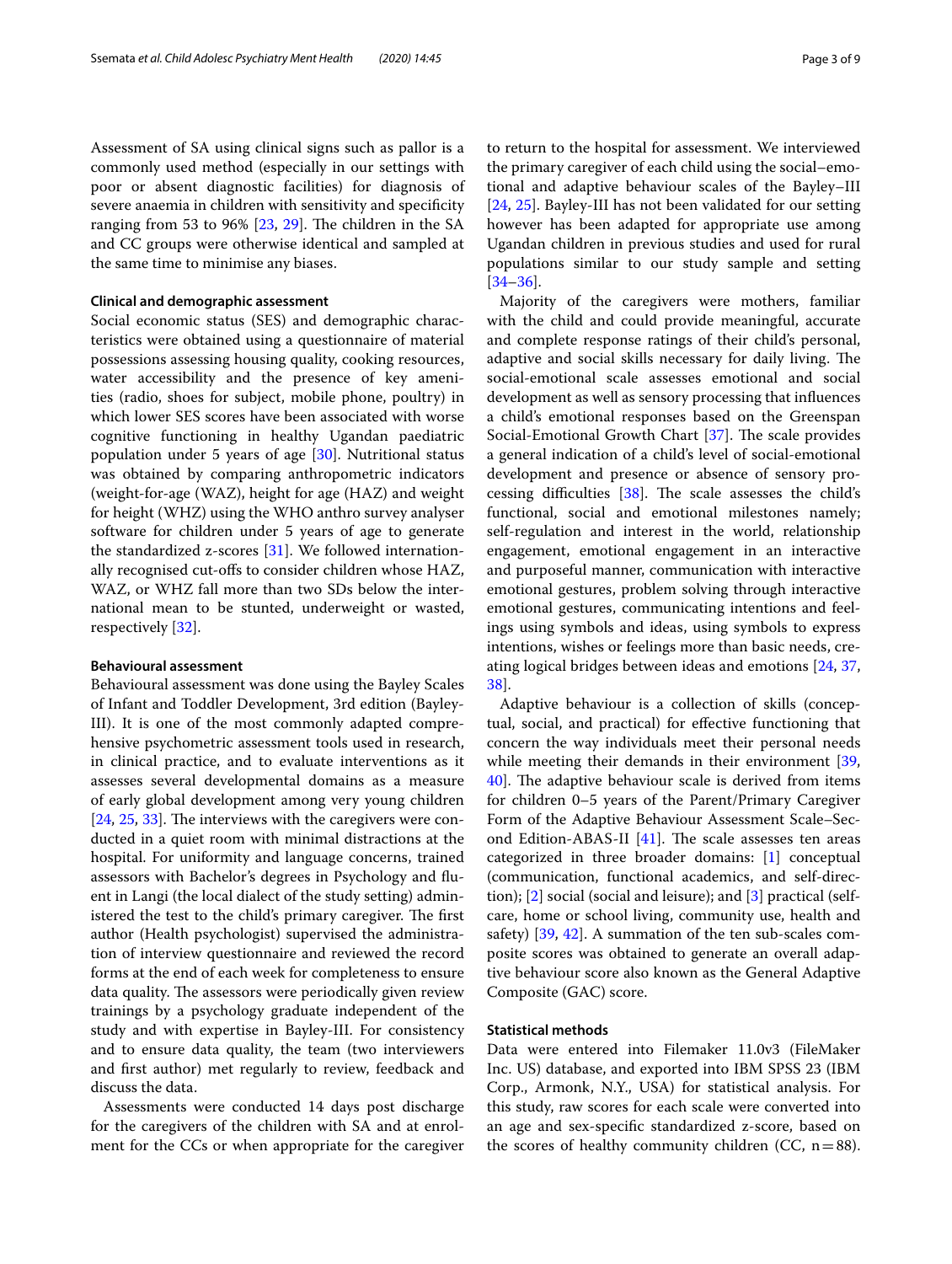Assessment of SA using clinical signs such as pallor is a commonly used method (especially in our settings with poor or absent diagnostic facilities) for diagnosis of severe anaemia in children with sensitivity and specificity ranging from 53 to 96% [23, 29]. The children in the SA and CC groups were otherwise identical and sampled at the same time to minimise any biases.

### Clinical and demographic assessment

Social economic status (SES) and demographic characteristics were obtained using a questionnaire of material possessions assessing housing quality, cooking resources, water accessibility and the presence of key amenities (radio, shoes for subject, mobile phone, poultry) in which lower SES scores have been associated with worse cognitive functioning in healthy Ugandan paediatric population under 5 years of age [30]. Nutritional status was obtained by comparing anthropometric indicators (weight-for-age (WAZ), height for age (HAZ) and weight for height (WHZ) using the WHO anthro survey analyser software for children under 5 years of age to generate the standardized z-scores [31]. We followed internationally recognised cut-offs to consider children whose HAZ, WAZ, or WHZ fall more than two SDs below the international mean to be stunted, underweight or wasted, respectively [32].

### Behavioural assessment

Behavioural assessment was done using the Bayley Scales of Infant and Toddler Development, 3rd edition (Bayley-III). It is one of the most commonly adapted comprehensive psychometric assessment tools used in research, in clinical practice, and to evaluate interventions as it assesses several developmental domains as a measure of early global development among very young children [24, 25, 33]. The interviews with the caregivers were conducted in a quiet room with minimal distractions at the hospital. For uniformity and language concerns, trained assessors with Bachelor's degrees in Psychology and fluent in Langi (the local dialect of the study setting) administered the test to the child's primary caregiver. The first author (Health psychologist) supervised the administration of interview questionnaire and reviewed the record forms at the end of each week for completeness to ensure data quality. The assessors were periodically given review trainings by a psychology graduate independent of the study and with expertise in Bayley-III. For consistency and to ensure data quality, the team (two interviewers and first author) met regularly to review, feedback and discuss the data.

Assessments were conducted 14 days post discharge for the caregivers of the children with SA and at enrolment for the CCs or when appropriate for the caregiver to return to the hospital for assessment. We interviewed the primary caregiver of each child using the social–emotional and adaptive behaviour scales of the Bayley–III [24, 25]. Bayley-III has not been validated for our setting however has been adapted for appropriate use among Ugandan children in previous studies and used for rural populations similar to our study sample and setting [34–36].

Majority of the caregivers were mothers, familiar with the child and could provide meaningful, accurate and complete response ratings of their child's personal, adaptive and social skills necessary for daily living. The social-emotional scale assesses emotional and social development as well as sensory processing that influences a child's emotional responses based on the Greenspan Social-Emotional Growth Chart [37]. The scale provides a general indication of a child's level of social-emotional development and presence or absence of sensory processing difficulties [38]. The scale assesses the child's functional, social and emotional milestones namely; self-regulation and interest in the world, relationship engagement, emotional engagement in an interactive and purposeful manner, communication with interactive emotional gestures, problem solving through interactive emotional gestures, communicating intentions and feelings using symbols and ideas, using symbols to express intentions, wishes or feelings more than basic needs, creating logical bridges between ideas and emotions [24, 37, 38].

Adaptive behaviour is a collection of skills (conceptual, social, and practical) for effective functioning that concern the way individuals meet their personal needs while meeting their demands in their environment [39, 40]. The adaptive behaviour scale is derived from items for children 0–5 years of the Parent/Primary Caregiver Form of the Adaptive Behaviour Assessment Scale–Second Edition-ABAS-II [41]. The scale assesses ten areas categorized in three broader domains: [1] conceptual (communication, functional academics, and self-direction); [2] social (social and leisure); and [3] practical (self-care, home or school living, community use, health and safety) [39, 42]. A summation of the ten sub-scales composite scores was obtained to generate an overall adaptive behaviour score also known as the General Adaptive Composite (GAC) score.

### Statistical methods

Data were entered into Filemaker 11.0v3 (FileMaker Inc. US) database, and exported into IBM SPSS 23 (IBM Corp., Armonk, N.Y., USA) for statistical analysis. For this study, raw scores for each scale were converted into an age and sex-specific standardized z-score, based on the scores of healthy community children (CC, n = 88).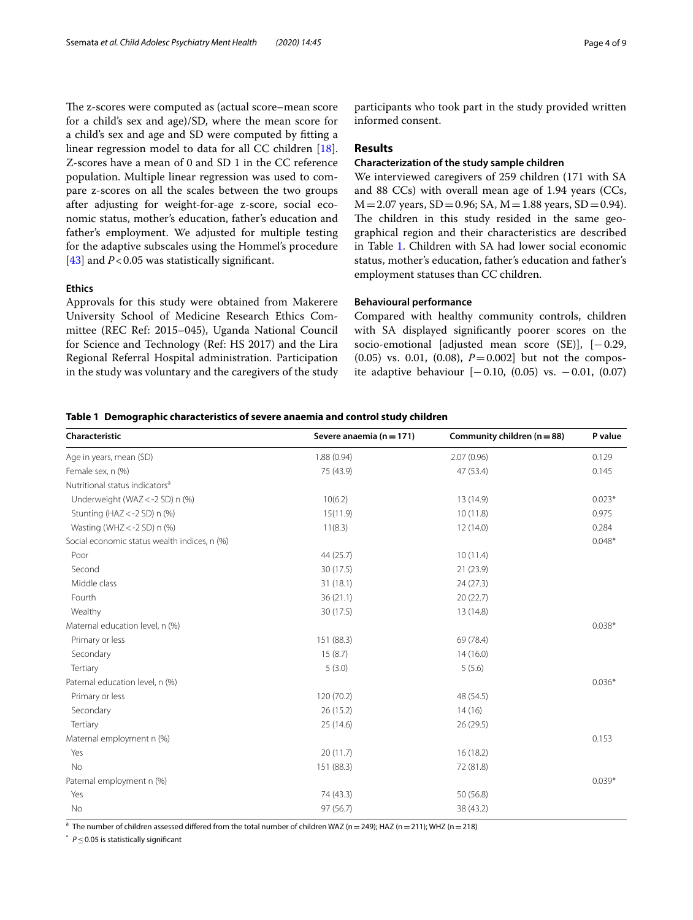The z-scores were computed as (actual score–mean score for a child's sex and age)/SD, where the mean score for a child's sex and age and SD were computed by fitting a linear regression model to data for all CC children [18]. Z-scores have a mean of 0 and SD 1 in the CC reference population. Multiple linear regression was used to compare z-scores on all the scales between the two groups after adjusting for weight-for-age z-score, social economic status, mother's education, father's education and father's employment. We adjusted for multiple testing for the adaptive subscales using the Hommel's procedure [43] and $P<0.05$ was statistically significant.

### Ethics

Approvals for this study were obtained from Makerere University School of Medicine Research Ethics Committee (REC Ref: 2015–045), Uganda National Council for Science and Technology (Ref: HS 2017) and the Lira Regional Referral Hospital administration. Participation in the study was voluntary and the caregivers of the study participants who took part in the study provided written informed consent.

## Results

### Characterization of the study sample children

We interviewed caregivers of 259 children (171 with SA and 88 CCs) with overall mean age of 1.94 years (CCs, M = 2.07 years, SD = 0.96; SA, M = 1.88 years, SD = 0.94). The children in this study resided in the same geographical region and their characteristics are described in Table 1. Children with SA had lower social economic status, mother's education, father's education and father's employment statuses than CC children.

### Behavioural performance

Compared with healthy community controls, children with SA displayed significantly poorer scores on the socio-emotional [adjusted mean score (SE)], [−0.29, (0.05) vs. 0.01, (0.08), $P=0.002$] but not the composite adaptive behaviour [−0.10, (0.05) vs. −0.01, (0.07)

**Table 1 Demographic characteristics of severe anaemia and control study children**

| Characteristic | Severe anaemia (n = 171) | Community children (n = 88) | P value |
|---|---|---|---|
| Age in years, mean (SD) | 1.88 (0.94) | 2.07 (0.96) | 0.129 |
| Female sex, n (%) | 75 (43.9) | 47 (53.4) | 0.145 |
| Nutritional status indicators[a] | | | |
| Underweight (WAZ < -2 SD) n (%) | 10(6.2) | 13 (14.9) | 0.023* |
| Stunting (HAZ < -2 SD) n (%) | 15(11.9) | 10 (11.8) | 0.975 |
| Wasting (WHZ < -2 SD) n (%) | 11(8.3) | 12 (14.0) | 0.284 |
| Social economic status wealth indices, n (%) | | | 0.048* |
| Poor | 44 (25.7) | 10 (11.4) | |
| Second | 30 (17.5) | 21 (23.9) | |
| Middle class | 31 (18.1) | 24 (27.3) | |
| Fourth | 36 (21.1) | 20 (22.7) | |
| Wealthy | 30 (17.5) | 13 (14.8) | |
| Maternal education level, n (%) | | | 0.038* |
| Primary or less | 151 (88.3) | 69 (78.4) | |
| Secondary | 15 (8.7) | 14 (16.0) | |
| Tertiary | 5 (3.0) | 5 (5.6) | |
| Paternal education level, n (%) | | | 0.036* |
| Primary or less | 120 (70.2) | 48 (54.5) | |
| Secondary | 26 (15.2) | 14 (16) | |
| Tertiary | 25 (14.6) | 26 (29.5) | |
| Maternal employment n (%) | | | 0.153 |
| Yes | 20 (11.7) | 16 (18.2) | |
| No | 151 (88.3) | 72 (81.8) | |
| Paternal employment n (%) | | | 0.039* |
| Yes | 74 (43.3) | 50 (56.8) | |
| No | 97 (56.7) | 38 (43.2) | |

[a] The number of children assessed differed from the total number of children WAZ (n = 249); HAZ (n = 211); WHZ (n = 218)

* $P \leq 0.05$ is statistically significant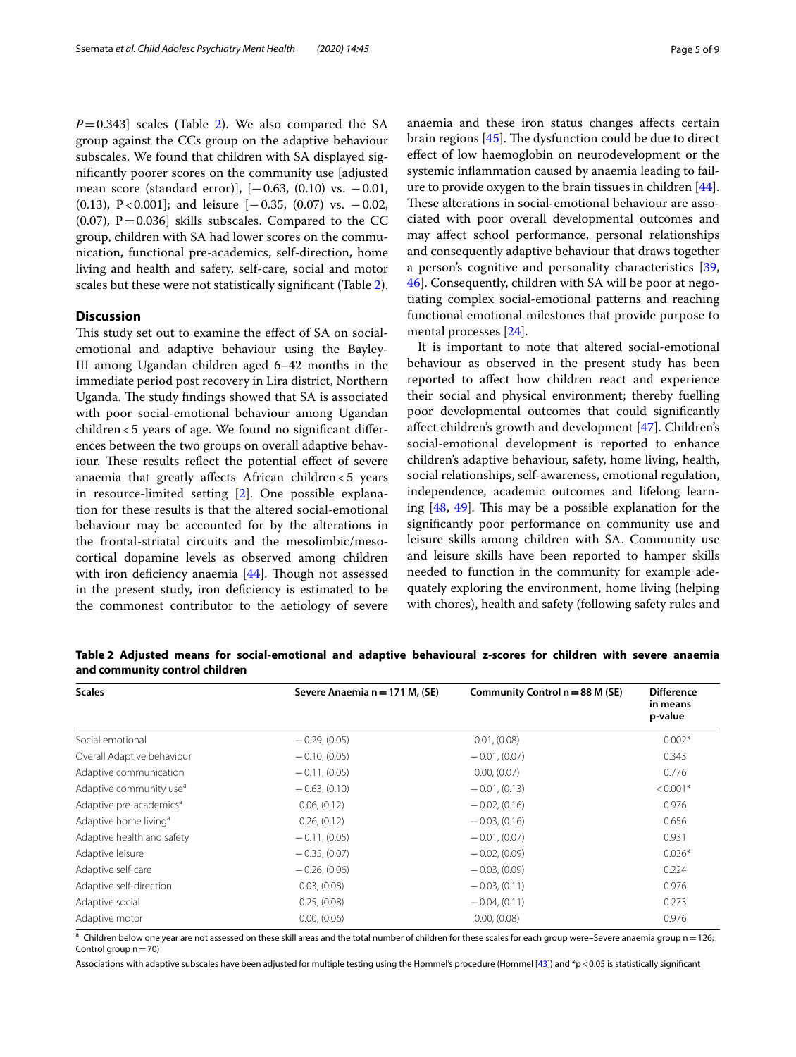$P=0.343$] scales (Table 2). We also compared the SA group against the CCs group on the adaptive behaviour subscales. We found that children with SA displayed significantly poorer scores on the community use [adjusted mean score (standard error)], [−0.63, (0.10) vs. −0.01, (0.13), P < 0.001]; and leisure [−0.35, (0.07) vs. −0.02, (0.07), P = 0.036] skills subscales. Compared to the CC group, children with SA had lower scores on the communication, functional pre-academics, self-direction, home living and health and safety, self-care, social and motor scales but these were not statistically significant (Table 2).

## Discussion

This study set out to examine the effect of SA on social-emotional and adaptive behaviour using the Bayley-III among Ugandan children aged 6–42 months in the immediate period post recovery in Lira district, Northern Uganda. The study findings showed that SA is associated with poor social-emotional behaviour among Ugandan children < 5 years of age. We found no significant differences between the two groups on overall adaptive behaviour. These results reflect the potential effect of severe anaemia that greatly affects African children < 5 years in resource-limited setting [2]. One possible explanation for these results is that the altered social-emotional behaviour may be accounted for by the alterations in the frontal-striatal circuits and the mesolimbic/mesocortical dopamine levels as observed among children with iron deficiency anaemia [44]. Though not assessed in the present study, iron deficiency is estimated to be the commonest contributor to the aetiology of severe anaemia and these iron status changes affects certain brain regions [45]. The dysfunction could be due to direct effect of low haemoglobin on neurodevelopment or the systemic inflammation caused by anaemia leading to failure to provide oxygen to the brain tissues in children [44]. These alterations in social-emotional behaviour are associated with poor overall developmental outcomes and may affect school performance, personal relationships and consequently adaptive behaviour that draws together a person's cognitive and personality characteristics [39, 46]. Consequently, children with SA will be poor at negotiating complex social-emotional patterns and reaching functional emotional milestones that provide purpose to mental processes [24].

It is important to note that altered social-emotional behaviour as observed in the present study has been reported to affect how children react and experience their social and physical environment; thereby fuelling poor developmental outcomes that could significantly affect children's growth and development [47]. Children's social-emotional development is reported to enhance children's adaptive behaviour, safety, home living, health, social relationships, self-awareness, emotional regulation, independence, academic outcomes and lifelong learning [48, 49]. This may be a possible explanation for the significantly poor performance on community use and leisure skills among children with SA. Community use and leisure skills have been reported to hamper skills needed to function in the community for example adequately exploring the environment, home living (helping with chores), health and safety (following safety rules and

**Table 2 Adjusted means for social-emotional and adaptive behavioural z-scores for children with severe anaemia and community control children**

| Scales | Severe Anaemia n = 171 M, (SE) | Community Control n = 88 M (SE) | Difference in means p-value |
|---|---|---|---|
| Social emotional | −0.29, (0.05) | 0.01, (0.08) | 0.002* |
| Overall Adaptive behaviour | −0.10, (0.05) | −0.01, (0.07) | 0.343 |
| Adaptive communication | −0.11, (0.05) | 0.00, (0.07) | 0.776 |
| Adaptive community use[a] | −0.63, (0.10) | −0.01, (0.13) | < 0.001* |
| Adaptive pre-academics[a] | 0.06, (0.12) | −0.02, (0.16) | 0.976 |
| Adaptive home living[a] | 0.26, (0.12) | −0.03, (0.16) | 0.656 |
| Adaptive health and safety | −0.11, (0.05) | −0.01, (0.07) | 0.931 |
| Adaptive leisure | −0.35, (0.07) | −0.02, (0.09) | 0.036* |
| Adaptive self-care | −0.26, (0.06) | −0.03, (0.09) | 0.224 |
| Adaptive self-direction | 0.03, (0.08) | −0.03, (0.11) | 0.976 |
| Adaptive social | 0.25, (0.08) | −0.04, (0.11) | 0.273 |
| Adaptive motor | 0.00, (0.06) | 0.00, (0.08) | 0.976 |

[a] Children below one year are not assessed on these skill areas and the total number of children for these scales for each group were–Severe anaemia group n = 126; Control group n = 70)

Associations with adaptive subscales have been adjusted for multiple testing using the Hommel's procedure (Hommel [43]) and *p < 0.05 is statistically significant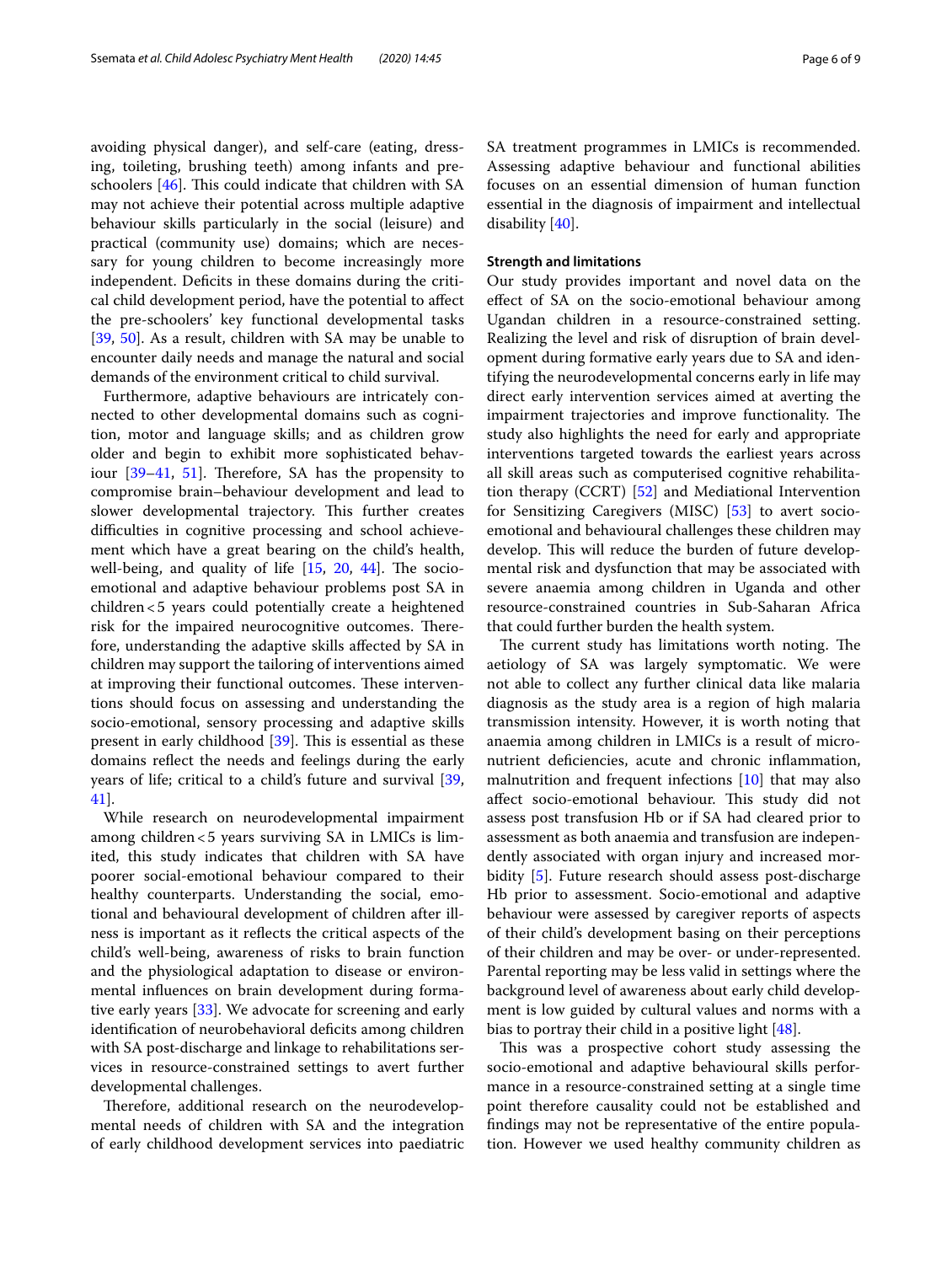avoiding physical danger), and self-care (eating, dressing, toileting, brushing teeth) among infants and pre-schoolers [46]. This could indicate that children with SA may not achieve their potential across multiple adaptive behaviour skills particularly in the social (leisure) and practical (community use) domains; which are necessary for young children to become increasingly more independent. Deficits in these domains during the critical child development period, have the potential to affect the pre-schoolers' key functional developmental tasks [39, 50]. As a result, children with SA may be unable to encounter daily needs and manage the natural and social demands of the environment critical to child survival.

Furthermore, adaptive behaviours are intricately connected to other developmental domains such as cognition, motor and language skills; and as children grow older and begin to exhibit more sophisticated behaviour [39–41, 51]. Therefore, SA has the propensity to compromise brain–behaviour development and lead to slower developmental trajectory. This further creates difficulties in cognitive processing and school achievement which have a great bearing on the child's health, well-being, and quality of life [15, 20, 44]. The socio-emotional and adaptive behaviour problems post SA in children < 5 years could potentially create a heightened risk for the impaired neurocognitive outcomes. Therefore, understanding the adaptive skills affected by SA in children may support the tailoring of interventions aimed at improving their functional outcomes. These interventions should focus on assessing and understanding the socio-emotional, sensory processing and adaptive skills present in early childhood [39]. This is essential as these domains reflect the needs and feelings during the early years of life; critical to a child's future and survival [39, 41].

While research on neurodevelopmental impairment among children < 5 years surviving SA in LMICs is limited, this study indicates that children with SA have poorer social-emotional behaviour compared to their healthy counterparts. Understanding the social, emotional and behavioural development of children after illness is important as it reflects the critical aspects of the child's well-being, awareness of risks to brain function and the physiological adaptation to disease or environmental influences on brain development during formative early years [33]. We advocate for screening and early identification of neurobehavioral deficits among children with SA post-discharge and linkage to rehabilitations services in resource-constrained settings to avert further developmental challenges.

Therefore, additional research on the neurodevelopmental needs of children with SA and the integration of early childhood development services into paediatric SA treatment programmes in LMICs is recommended. Assessing adaptive behaviour and functional abilities focuses on an essential dimension of human function essential in the diagnosis of impairment and intellectual disability [40].

### Strength and limitations

Our study provides important and novel data on the effect of SA on the socio-emotional behaviour among Ugandan children in a resource-constrained setting. Realizing the level and risk of disruption of brain development during formative early years due to SA and identifying the neurodevelopmental concerns early in life may direct early intervention services aimed at averting the impairment trajectories and improve functionality. The study also highlights the need for early and appropriate interventions targeted towards the earliest years across all skill areas such as computerised cognitive rehabilitation therapy (CCRT) [52] and Mediational Intervention for Sensitizing Caregivers (MISC) [53] to avert socio-emotional and behavioural challenges these children may develop. This will reduce the burden of future developmental risk and dysfunction that may be associated with severe anaemia among children in Uganda and other resource-constrained countries in Sub-Saharan Africa that could further burden the health system.

The current study has limitations worth noting. The aetiology of SA was largely symptomatic. We were not able to collect any further clinical data like malaria diagnosis as the study area is a region of high malaria transmission intensity. However, it is worth noting that anaemia among children in LMICs is a result of micronutrient deficiencies, acute and chronic inflammation, malnutrition and frequent infections [10] that may also affect socio-emotional behaviour. This study did not assess post transfusion Hb or if SA had cleared prior to assessment as both anaemia and transfusion are independently associated with organ injury and increased morbidity [5]. Future research should assess post-discharge Hb prior to assessment. Socio-emotional and adaptive behaviour were assessed by caregiver reports of aspects of their child's development basing on their perceptions of their children and may be over- or under-represented. Parental reporting may be less valid in settings where the background level of awareness about early child development is low guided by cultural values and norms with a bias to portray their child in a positive light [48].

This was a prospective cohort study assessing the socio-emotional and adaptive behavioural skills performance in a resource-constrained setting at a single time point therefore causality could not be established and findings may not be representative of the entire population. However we used healthy community children as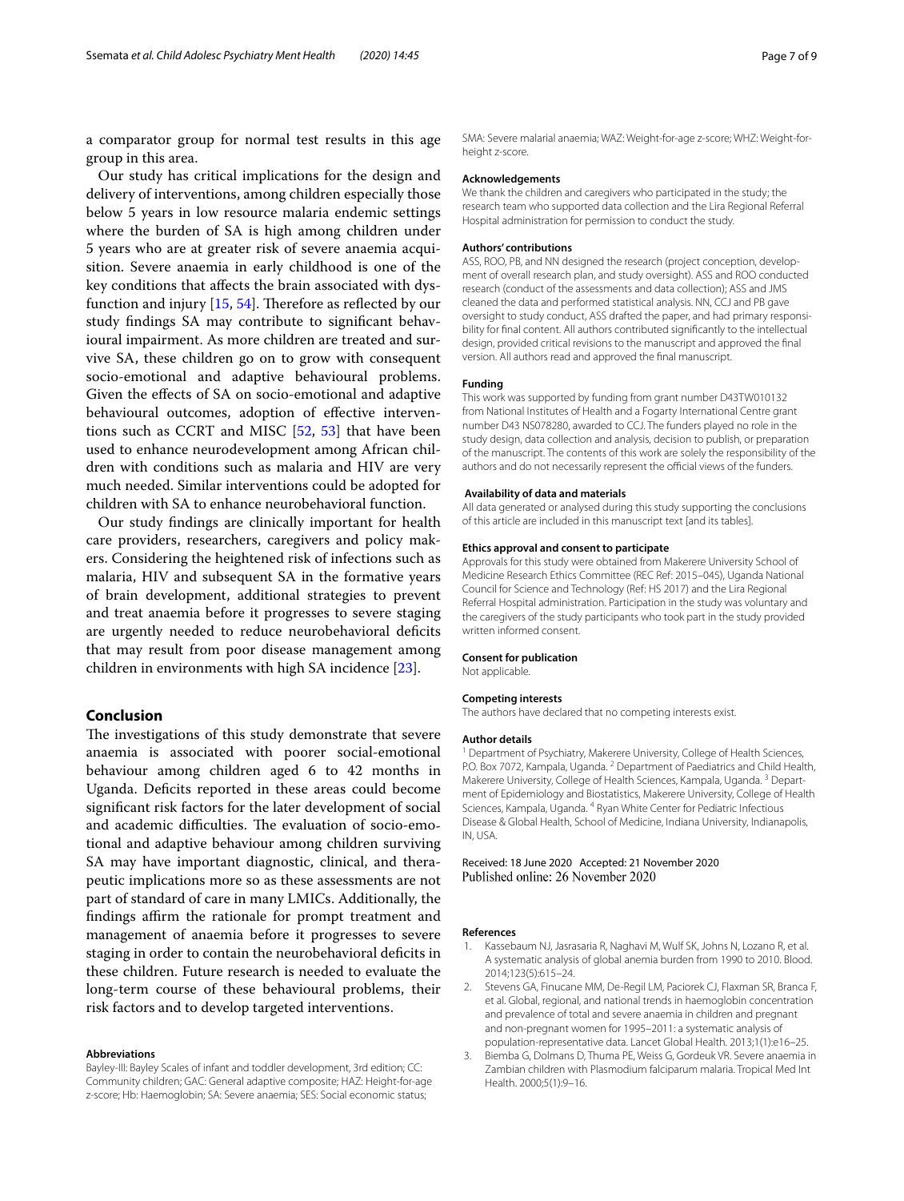a comparator group for normal test results in this age group in this area.

Our study has critical implications for the design and delivery of interventions, among children especially those below 5 years in low resource malaria endemic settings where the burden of SA is high among children under 5 years who are at greater risk of severe anaemia acquisition. Severe anaemia in early childhood is one of the key conditions that affects the brain associated with dysfunction and injury [15, 54]. Therefore as reflected by our study findings SA may contribute to significant behavioural impairment. As more children are treated and survive SA, these children go on to grow with consequent socio-emotional and adaptive behavioural problems. Given the effects of SA on socio-emotional and adaptive behavioural outcomes, adoption of effective interventions such as CCRT and MISC [52, 53] that have been used to enhance neurodevelopment among African children with conditions such as malaria and HIV are very much needed. Similar interventions could be adopted for children with SA to enhance neurobehavioral function.

Our study findings are clinically important for health care providers, researchers, caregivers and policy makers. Considering the heightened risk of infections such as malaria, HIV and subsequent SA in the formative years of brain development, additional strategies to prevent and treat anaemia before it progresses to severe staging are urgently needed to reduce neurobehavioral deficits that may result from poor disease management among children in environments with high SA incidence [23].

## Conclusion

The investigations of this study demonstrate that severe anaemia is associated with poorer social-emotional behaviour among children aged 6 to 42 months in Uganda. Deficits reported in these areas could become significant risk factors for the later development of social and academic difficulties. The evaluation of socio-emotional and adaptive behaviour among children surviving SA may have important diagnostic, clinical, and therapeutic implications more so as these assessments are not part of standard of care in many LMICs. Additionally, the findings affirm the rationale for prompt treatment and management of anaemia before it progresses to severe staging in order to contain the neurobehavioral deficits in these children. Future research is needed to evaluate the long-term course of these behavioural problems, their risk factors and to develop targeted interventions.

#### Abbreviations

Bayley-III: Bayley Scales of infant and toddler development, 3rd edition; CC: Community children; GAC: General adaptive composite; HAZ: Height-for-age z-score; Hb: Haemoglobin; SA: Severe anaemia; SES: Social economic status; SMA: Severe malarial anaemia; WAZ: Weight-for-age z-score; WHZ: Weight-for-height z-score.

#### Acknowledgements

We thank the children and caregivers who participated in the study; the research team who supported data collection and the Lira Regional Referral Hospital administration for permission to conduct the study.

#### Authors' contributions

ASS, ROO, PB, and NN designed the research (project conception, development of overall research plan, and study oversight). ASS and ROO conducted research (conduct of the assessments and data collection); ASS and JMS cleaned the data and performed statistical analysis. NN, CCJ and PB gave oversight to study conduct, ASS drafted the paper, and had primary responsibility for final content. All authors contributed significantly to the intellectual design, provided critical revisions to the manuscript and approved the final version. All authors read and approved the final manuscript.

#### Funding

This work was supported by funding from grant number D43TW010132 from National Institutes of Health and a Fogarty International Centre grant number D43 NS078280, awarded to CCJ. The funders played no role in the study design, data collection and analysis, decision to publish, or preparation of the manuscript. The contents of this work are solely the responsibility of the authors and do not necessarily represent the official views of the funders.

#### Availability of data and materials

All data generated or analysed during this study supporting the conclusions of this article are included in this manuscript text [and its tables].

#### Ethics approval and consent to participate

Approvals for this study were obtained from Makerere University School of Medicine Research Ethics Committee (REC Ref: 2015–045), Uganda National Council for Science and Technology (Ref: HS 2017) and the Lira Regional Referral Hospital administration. Participation in the study was voluntary and the caregivers of the study participants who took part in the study provided written informed consent.

#### Consent for publication

Not applicable.

#### Competing interests

The authors have declared that no competing interests exist.

#### Author details

[1] Department of Psychiatry, Makerere University, College of Health Sciences, P.O. Box 7072, Kampala, Uganda. [2] Department of Paediatrics and Child Health, Makerere University, College of Health Sciences, Kampala, Uganda. [3] Department of Epidemiology and Biostatistics, Makerere University, College of Health Sciences, Kampala, Uganda. [4] Ryan White Center for Pediatric Infectious Disease & Global Health, School of Medicine, Indiana University, Indianapolis, IN, USA.

Received: 18 June 2020 Accepted: 21 November 2020
Published online: 26 November 2020

#### References

1. Kassebaum NJ, Jasrasaria R, Naghavi M, Wulf SK, Johns N, Lozano R, et al. A systematic analysis of global anemia burden from 1990 to 2010. Blood. 2014;123(5):615–24.
2. Stevens GA, Finucane MM, De-Regil LM, Paciorek CJ, Flaxman SR, Branca F, et al. Global, regional, and national trends in haemoglobin concentration and prevalence of total and severe anaemia in children and pregnant and non-pregnant women for 1995–2011: a systematic analysis of population-representative data. Lancet Global Health. 2013;1(1):e16–25.
3. Biemba G, Dolmans D, Thuma PE, Weiss G, Gordeuk VR. Severe anaemia in Zambian children with Plasmodium falciparum malaria. Tropical Med Int Health. 2000;5(1):9–16.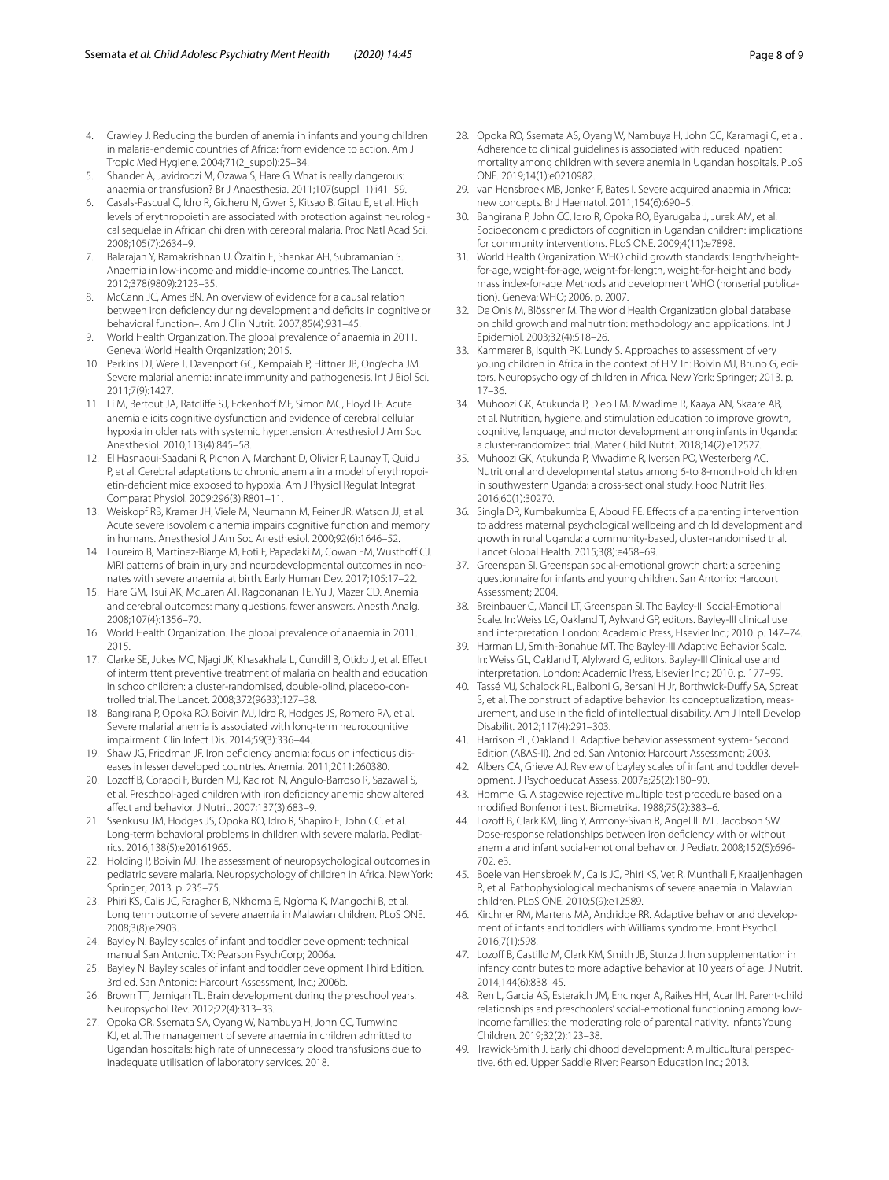4. Crawley J. Reducing the burden of anemia in infants and young children in malaria-endemic countries of Africa: from evidence to action. Am J Tropic Med Hygiene. 2004;71(2_suppl):25–34.
5. Shander A, Javidroozi M, Ozawa S, Hare G. What is really dangerous: anaemia or transfusion? Br J Anaesthesia. 2011;107(suppl_1):i41–59.
6. Casals-Pascual C, Idro R, Gicheru N, Gwer S, Kitsao B, Gitau E, et al. High levels of erythropoietin are associated with protection against neurological sequelae in African children with cerebral malaria. Proc Natl Acad Sci. 2008;105(7):2634–9.
7. Balarajan Y, Ramakrishnan U, Özaltin E, Shankar AH, Subramanian S. Anaemia in low-income and middle-income countries. The Lancet. 2012;378(9809):2123–35.
8. McCann JC, Ames BN. An overview of evidence for a causal relation between iron deficiency during development and deficits in cognitive or behavioral function–. Am J Clin Nutrit. 2007;85(4):931–45.
9. World Health Organization. The global prevalence of anaemia in 2011. Geneva: World Health Organization; 2015.
10. Perkins DJ, Were T, Davenport GC, Kempaiah P, Hittner JB, Ong'echa JM. Severe malarial anemia: innate immunity and pathogenesis. Int J Biol Sci. 2011;7(9):1427.
11. Li M, Bertout JA, Ratcliffe SJ, Eckenhoff MF, Simon MC, Floyd TF. Acute anemia elicits cognitive dysfunction and evidence of cerebral cellular hypoxia in older rats with systemic hypertension. Anesthesiol J Am Soc Anesthesiol. 2010;113(4):845–58.
12. El Hasnaoui-Saadani R, Pichon A, Marchant D, Olivier P, Launay T, Quidu P, et al. Cerebral adaptations to chronic anemia in a model of erythropoietin-deficient mice exposed to hypoxia. Am J Physiol Regulat Integrat Comparat Physiol. 2009;296(3):R801–11.
13. Weiskopf RB, Kramer JH, Viele M, Neumann M, Feiner JR, Watson JJ, et al. Acute severe isovolemic anemia impairs cognitive function and memory in humans. Anesthesiol J Am Soc Anesthesiol. 2000;92(6):1646–52.
14. Loureiro B, Martinez-Biarge M, Foti F, Papadaki M, Cowan FM, Wusthoff CJ. MRI patterns of brain injury and neurodevelopmental outcomes in neonates with severe anaemia at birth. Early Human Dev. 2017;105:17–22.
15. Hare GM, Tsui AK, McLaren AT, Ragoonanan TE, Yu J, Mazer CD. Anemia and cerebral outcomes: many questions, fewer answers. Anesth Analg. 2008;107(4):1356–70.
16. World Health Organization. The global prevalence of anaemia in 2011. 2015.
17. Clarke SE, Jukes MC, Njagi JK, Khasakhala L, Cundill B, Otido J, et al. Effect of intermittent preventive treatment of malaria on health and education in schoolchildren: a cluster-randomised, double-blind, placebo-controlled trial. The Lancet. 2008;372(9633):127–38.
18. Bangirana P, Opoka RO, Boivin MJ, Idro R, Hodges JS, Romero RA, et al. Severe malarial anemia is associated with long-term neurocognitive impairment. Clin Infect Dis. 2014;59(3):336–44.
19. Shaw JG, Friedman JF. Iron deficiency anemia: focus on infectious diseases in lesser developed countries. Anemia. 2011;2011:260380.
20. Lozoff B, Corapci F, Burden MJ, Kaciroti N, Angulo-Barroso R, Sazawal S, et al. Preschool-aged children with iron deficiency anemia show altered affect and behavior. J Nutrit. 2007;137(3):683–9.
21. Ssenkusu JM, Hodges JS, Opoka RO, Idro R, Shapiro E, John CC, et al. Long-term behavioral problems in children with severe malaria. Pediatrics. 2016;138(5):e20161965.
22. Holding P, Boivin MJ. The assessment of neuropsychological outcomes in pediatric severe malaria. Neuropsychology of children in Africa. New York: Springer; 2013. p. 235–75.
23. Phiri KS, Calis JC, Faragher B, Nkhoma E, Ng'oma K, Mangochi B, et al. Long term outcome of severe anaemia in Malawian children. PLoS ONE. 2008;3(8):e2903.
24. Bayley N. Bayley scales of infant and toddler development: technical manual San Antonio. TX: Pearson PsychCorp; 2006a.
25. Bayley N. Bayley scales of infant and toddler development Third Edition. 3rd ed. San Antonio: Harcourt Assessment, Inc.; 2006b.
26. Brown TT, Jernigan TL. Brain development during the preschool years. Neuropsychol Rev. 2012;22(4):313–33.
27. Opoka OR, Ssemata SA, Oyang W, Nambuya H, John CC, Tumwine KJ, et al. The management of severe anaemia in children admitted to Ugandan hospitals: high rate of unnecessary blood transfusions due to inadequate utilisation of laboratory services. 2018.
28. Opoka RO, Ssemata AS, Oyang W, Nambuya H, John CC, Karamagi C, et al. Adherence to clinical guidelines is associated with reduced inpatient mortality among children with severe anemia in Ugandan hospitals. PLoS ONE. 2019;14(1):e0210982.
29. van Hensbroek MB, Jonker F, Bates I. Severe acquired anaemia in Africa: new concepts. Br J Haematol. 2011;154(6):690–5.
30. Bangirana P, John CC, Idro R, Opoka RO, Byarugaba J, Jurek AM, et al. Socioeconomic predictors of cognition in Ugandan children: implications for community interventions. PLoS ONE. 2009;4(11):e7898.
31. World Health Organization. WHO child growth standards: length/height-for-age, weight-for-age, weight-for-length, weight-for-height and body mass index-for-age. Methods and development WHO (nonserial publication). Geneva: WHO; 2006. p. 2007.
32. De Onis M, Blössner M. The World Health Organization global database on child growth and malnutrition: methodology and applications. Int J Epidemiol. 2003;32(4):518–26.
33. Kammerer B, Isquith PK, Lundy S. Approaches to assessment of very young children in Africa in the context of HIV. In: Boivin MJ, Bruno G, editors. Neuropsychology of children in Africa. New York: Springer; 2013. p. 17–36.
34. Muhoozi GK, Atukunda P, Diep LM, Mwadime R, Kaaya AN, Skaare AB, et al. Nutrition, hygiene, and stimulation education to improve growth, cognitive, language, and motor development among infants in Uganda: a cluster-randomized trial. Mater Child Nutrit. 2018;14(2):e12527.
35. Muhoozi GK, Atukunda P, Mwadime R, Iversen PO, Westerberg AC. Nutritional and developmental status among 6-to 8-month-old children in southwestern Uganda: a cross-sectional study. Food Nutrit Res. 2016;60(1):30270.
36. Singla DR, Kumbakumba E, Aboud FE. Effects of a parenting intervention to address maternal psychological wellbeing and child development and growth in rural Uganda: a community-based, cluster-randomised trial. Lancet Global Health. 2015;3(8):e458–69.
37. Greenspan SI. Greenspan social-emotional growth chart: a screening questionnaire for infants and young children. San Antonio: Harcourt Assessment; 2004.
38. Breinbauer C, Mancil LT, Greenspan SI. The Bayley-III Social-Emotional Scale. In: Weiss LG, Oakland T, Aylward GP, editors. Bayley-III clinical use and interpretation. London: Academic Press, Elsevier Inc.; 2010. p. 147–74.
39. Harman LJ, Smith-Bonahue MT. The Bayley-III Adaptive Behavior Scale. In: Weiss GL, Oakland T, Alylward G, editors. Bayley-III Clinical use and interpretation. London: Academic Press, Elsevier Inc.; 2010. p. 177–99.
40. Tassé MJ, Schalock RL, Balboni G, Bersani H Jr, Borthwick-Duffy SA, Spreat S, et al. The construct of adaptive behavior: Its conceptualization, measurement, and use in the field of intellectual disability. Am J Intell Develop Disabilit. 2012;117(4):291–303.
41. Harrison PL, Oakland T. Adaptive behavior assessment system- Second Edition (ABAS-II). 2nd ed. San Antonio: Harcourt Assessment; 2003.
42. Albers CA, Grieve AJ. Review of bayley scales of infant and toddler development. J Psychoeducat Assess. 2007a;25(2):180–90.
43. Hommel G. A stagewise rejective multiple test procedure based on a modified Bonferroni test. Biometrika. 1988;75(2):383–6.
44. Lozoff B, Clark KM, Jing Y, Armony-Sivan R, Angelilli ML, Jacobson SW. Dose-response relationships between iron deficiency with or without anemia and infant social-emotional behavior. J Pediatr. 2008;152(5):696-702. e3.
45. Boele van Hensbroek M, Calis JC, Phiri KS, Vet R, Munthali F, Kraaijenhagen R, et al. Pathophysiological mechanisms of severe anaemia in Malawian children. PLoS ONE. 2010;5(9):e12589.
46. Kirchner RM, Martens MA, Andridge RR. Adaptive behavior and development of infants and toddlers with Williams syndrome. Front Psychol. 2016;7(1):598.
47. Lozoff B, Castillo M, Clark KM, Smith JB, Sturza J. Iron supplementation in infancy contributes to more adaptive behavior at 10 years of age. J Nutrit. 2014;144(6):838–45.
48. Ren L, Garcia AS, Esteraich JM, Encinger A, Raikes HH, Acar IH. Parent-child relationships and preschoolers' social-emotional functioning among low-income families: the moderating role of parental nativity. Infants Young Children. 2019;32(2):123–38.
49. Trawick-Smith J. Early childhood development: A multicultural perspective. 6th ed. Upper Saddle River: Pearson Education Inc.; 2013.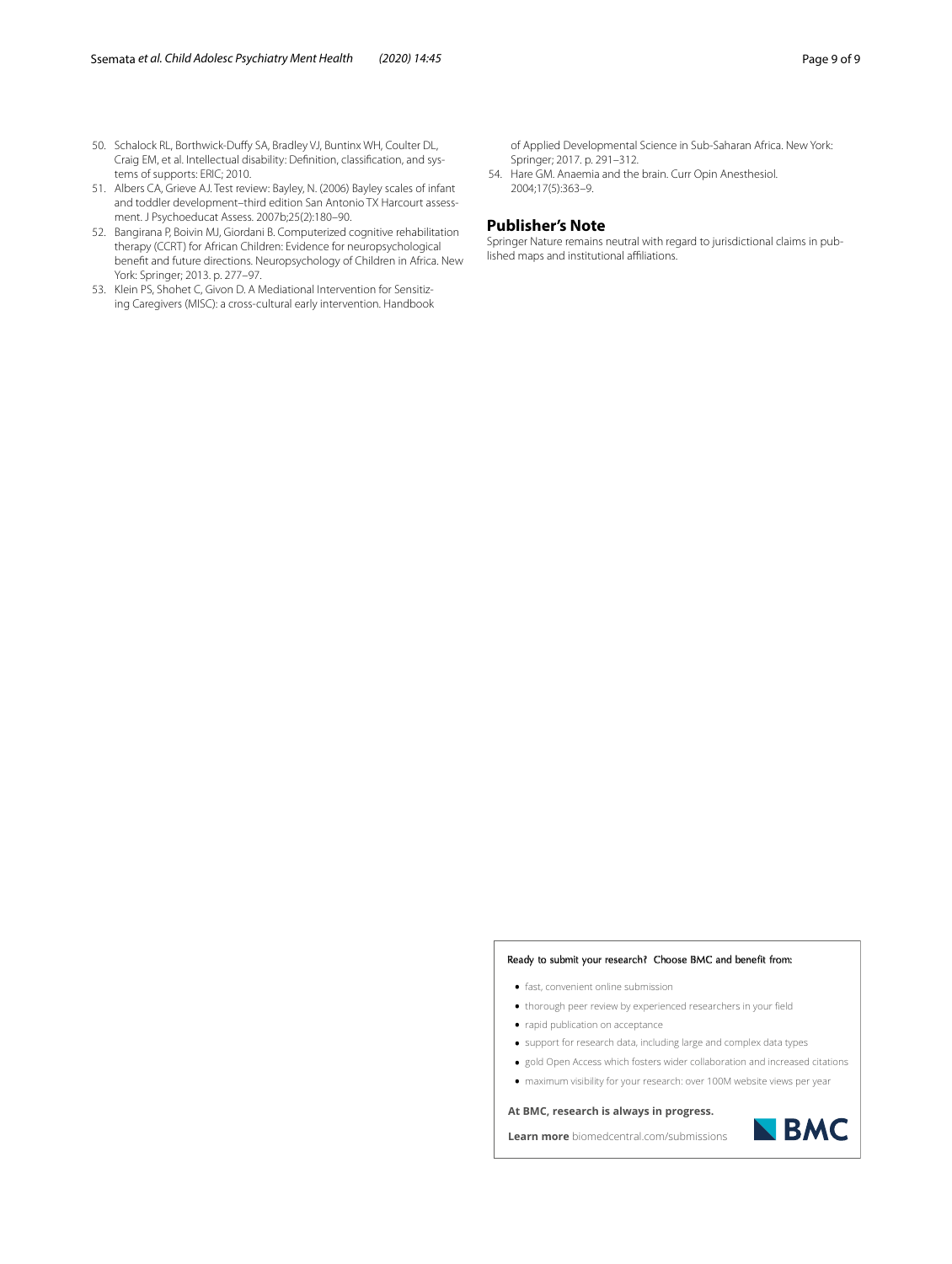50. Schalock RL, Borthwick-Duffy SA, Bradley VJ, Buntinx WH, Coulter DL, Craig EM, et al. Intellectual disability: Definition, classification, and systems of supports: ERIC; 2010.
51. Albers CA, Grieve AJ. Test review: Bayley, N. (2006) Bayley scales of infant and toddler development–third edition San Antonio TX Harcourt assessment. J Psychoeducat Assess. 2007b;25(2):180–90.
52. Bangirana P, Boivin MJ, Giordani B. Computerized cognitive rehabilitation therapy (CCRT) for African Children: Evidence for neuropsychological benefit and future directions. Neuropsychology of Children in Africa. New York: Springer; 2013. p. 277–97.
53. Klein PS, Shohet C, Givon D. A Mediational Intervention for Sensitizing Caregivers (MISC): a cross-cultural early intervention. Handbook of Applied Developmental Science in Sub-Saharan Africa. New York: Springer; 2017. p. 291–312.
54. Hare GM. Anaemia and the brain. Curr Opin Anesthesiol. 2004;17(5):363–9.

## Publisher's Note

Springer Nature remains neutral with regard to jurisdictional claims in published maps and institutional affiliations.

Ready to submit your research? Choose BMC and benefit from:

- fast, convenient online submission
- thorough peer review by experienced researchers in your field
- rapid publication on acceptance
- support for research data, including large and complex data types
- gold Open Access which fosters wider collaboration and increased citations
- maximum visibility for your research: over 100M website views per year

**At BMC, research is always in progress.**

**Learn more** biomedcentral.com/submissions